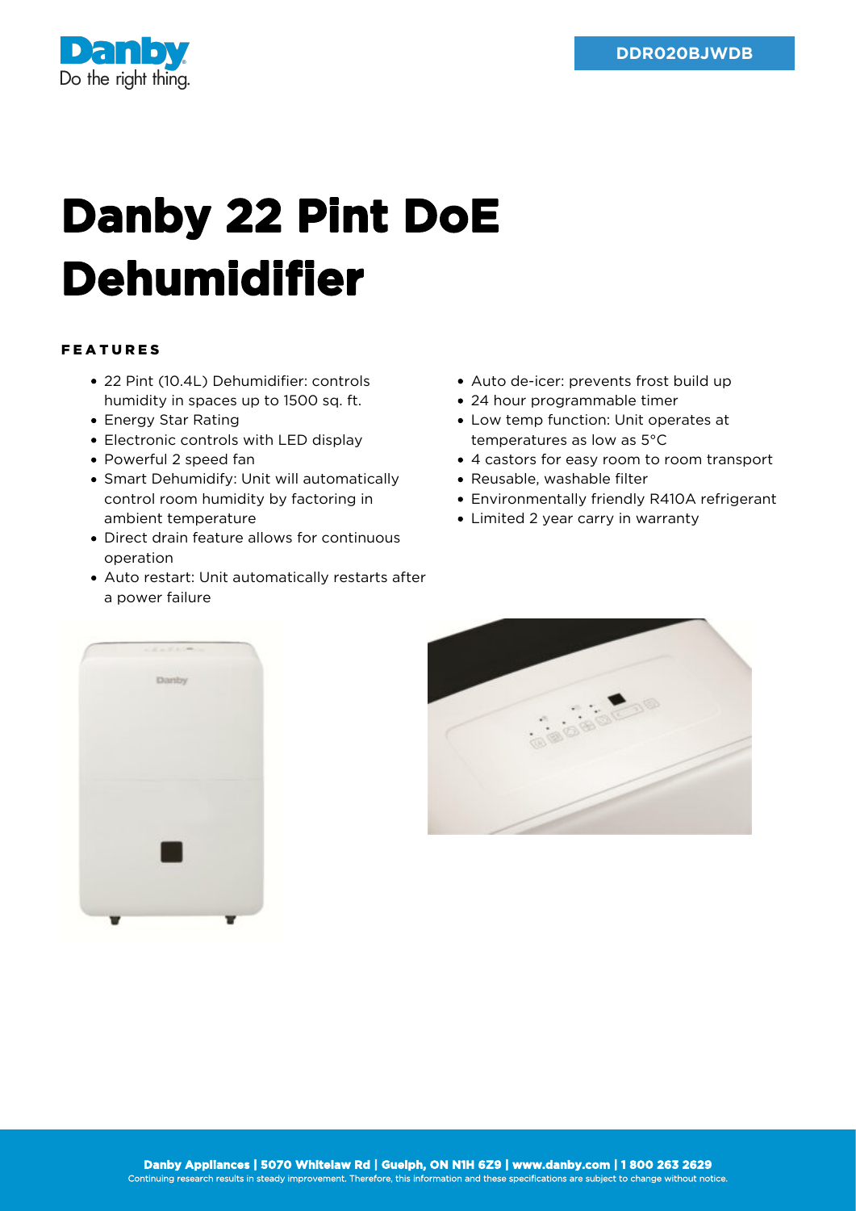DDR020BJWDB

# Danby 22 Pint DoE Dehumidifier

## FEATURES

- 22 Pint (10.4L) Dehumidifier: controls humidity in spaces up to 1500 sq. ft.
- Energy Star Rating
- Electronic controls with LED display
- Powerful 2 speed fan
- Smart Dehumidify: Unit will automatically control room humidity by factoring in ambient temperature
- Direct drain feature allows for continuous operation
- Auto restart: Unit automatically restarts after a power failure
- Auto de-icer: prevents frost build up
- 24 hour programmable timer
- Low temp function: Unit operates at temperatures as low as 5°C
- 4 castors for easy room to room transport
- Reusable, washable filter
- Environmentally friendly R410A refrigerant
- Limited 2 year carry in warranty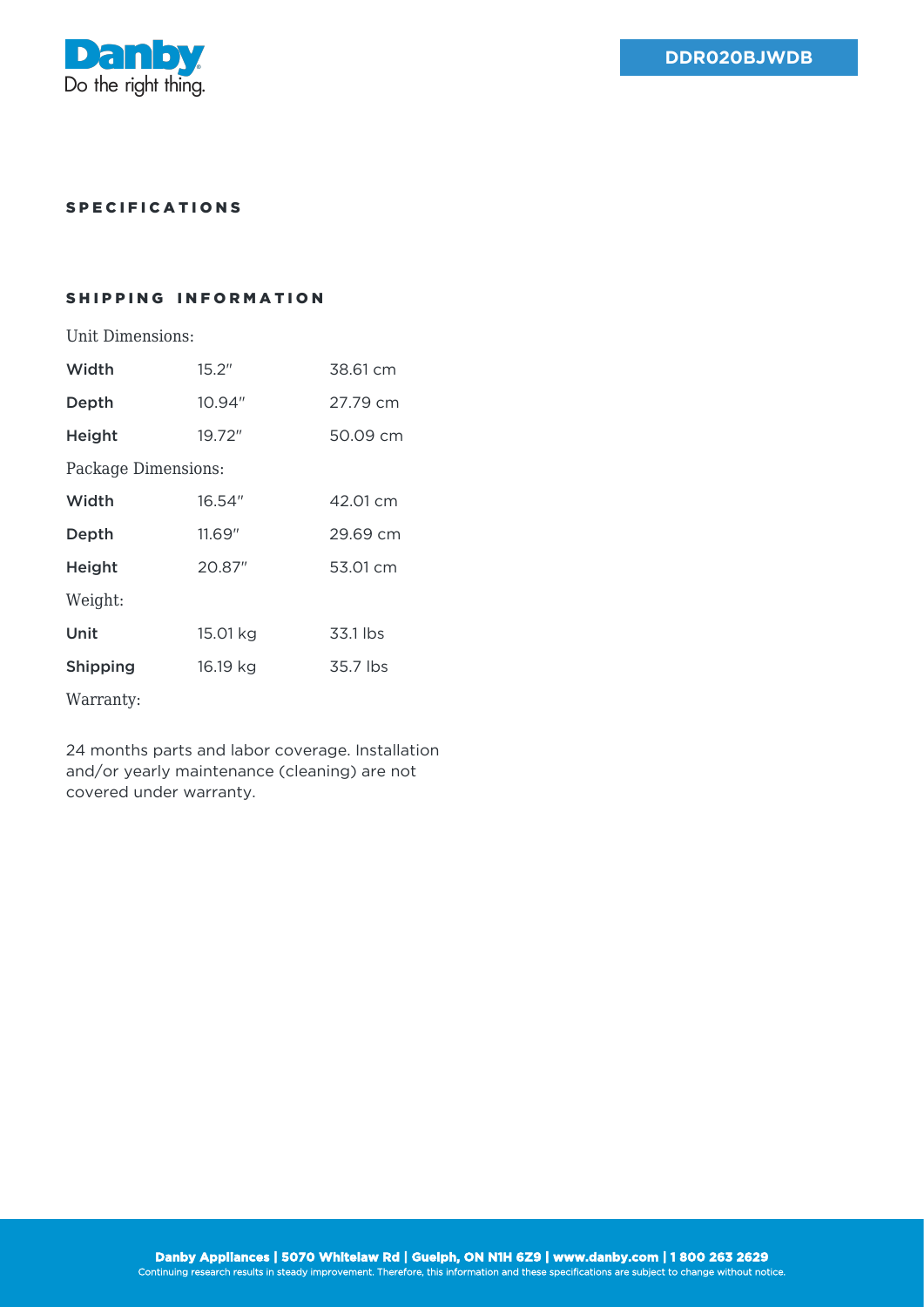## SPECIFICATIONS

### SHIPPING INFORMATION

Unit Dimensions:

| | | |
|---|---|---|
| **Width** | 15.2" | 38.61 cm |
| **Depth** | 10.94" | 27.79 cm |
| **Height** | 19.72" | 50.09 cm |

Package Dimensions:

| | | |
|---|---|---|
| **Width** | 16.54" | 42.01 cm |
| **Depth** | 11.69" | 29.69 cm |
| **Height** | 20.87" | 53.01 cm |

Weight:

| | | |
|---|---|---|
| **Unit** | 15.01 kg | 33.1 lbs |
| **Shipping** | 16.19 kg | 35.7 lbs |

Warranty:

24 months parts and labor coverage. Installation and/or yearly maintenance (cleaning) are not covered under warranty.

**Danby Appliances | 5070 Whitelaw Rd | Guelph, ON N1H 6Z9 | www.danby.com | 1 800 263 2629**
Continuing research results in steady improvement. Therefore, this information and these specifications are subject to change without notice.